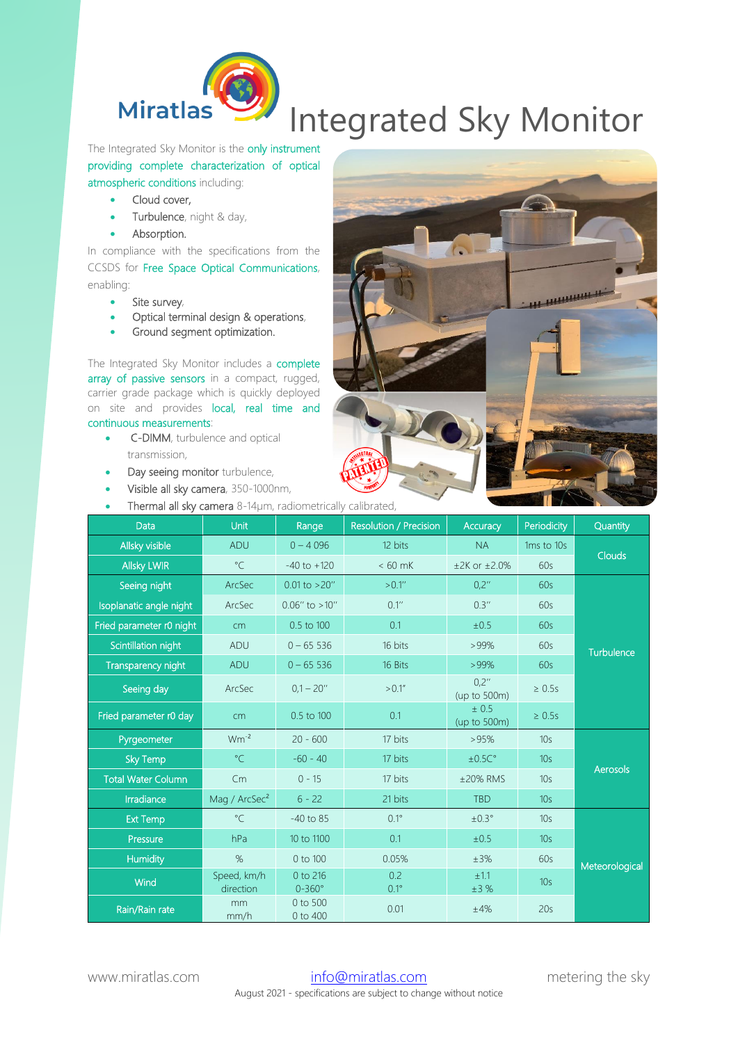# Integrated Sky Monitor

The Integrated Sky Monitor is the only instrument providing complete characterization of optical atmospheric conditions including:

- Cloud cover,
- Turbulence, night & day,
- Absorption.

In compliance with the specifications from the CCSDS for Free Space Optical Communications, enabling:

- Site survey,
- Optical terminal design & operations,
- Ground segment optimization.

The Integrated Sky Monitor includes a complete array of passive sensors in a compact, rugged, carrier grade package which is quickly deployed on site and provides local, real time and continuous measurements:

- C-DIMM, turbulence and optical transmission,
- Day seeing monitor turbulence,
- Visible all sky camera, 350-1000nm,
- Thermal all sky camera 8-14µm, radiometrically calibrated,

| Data | Unit | Range | Resolution / Precision | Accuracy | Periodicity | Quantity |
|---|---|---|---|---|---|---|
| Allsky visible | ADU | 0 – 4 096 | 12 bits | NA | 1ms to 10s | Clouds |
| Allsky LWIR | °C | -40 to +120 | < 60 mK | ±2K or ±2.0% | 60s | |
| Seeing night | ArcSec | 0.01 to >20" | >0.1" | 0,2" | 60s | Turbulence |
| Isoplanatic angle night | ArcSec | 0.06" to >10" | 0.1" | 0.3" | 60s | |
| Fried parameter r0 night | cm | 0.5 to 100 | 0.1 | ±0.5 | 60s | |
| Scintillation night | ADU | 0 – 65 536 | 16 bits | >99% | 60s | |
| Transparency night | ADU | 0 – 65 536 | 16 Bits | >99% | 60s | |
| Seeing day | ArcSec | 0,1 – 20" | >0.1" | 0,2" (up to 500m) | ≥ 0.5s | |
| Fried parameter r0 day | cm | 0.5 to 100 | 0.1 | ± 0.5 (up to 500m) | ≥ 0.5s | |
| Pyrgeometer | $Wm^{-2}$ | 20 - 600 | 17 bits | >95% | 10s | Aerosols |
| Sky Temp | °C | -60 - 40 | 17 bits | ±0.5C° | 10s | |
| Total Water Column | Cm | 0 - 15 | 17 bits | ±20% RMS | 10s | |
| Irradiance | Mag / $ArcSec^2$ | 6 - 22 | 21 bits | TBD | 10s | |
| Ext Temp | °C | -40 to 85 | 0.1° | ±0.3° | 10s | Meteorological |
| Pressure | hPa | 10 to 1100 | 0.1 | ±0.5 | 10s | |
| Humidity | % | 0 to 100 | 0.05% | ±3% | 60s | |
| Wind | Speed, km/h direction | 0 to 216 0-360° | 0.2 0.1° | ±1.1 ±3 % | 10s | |
| Rain/Rain rate | mm mm/h | 0 to 500 0 to 400 | 0.01 | ±4% | 20s | |

www.miratlas.com info@miratlas.com metering the sky

August 2021 - specifications are subject to change without notice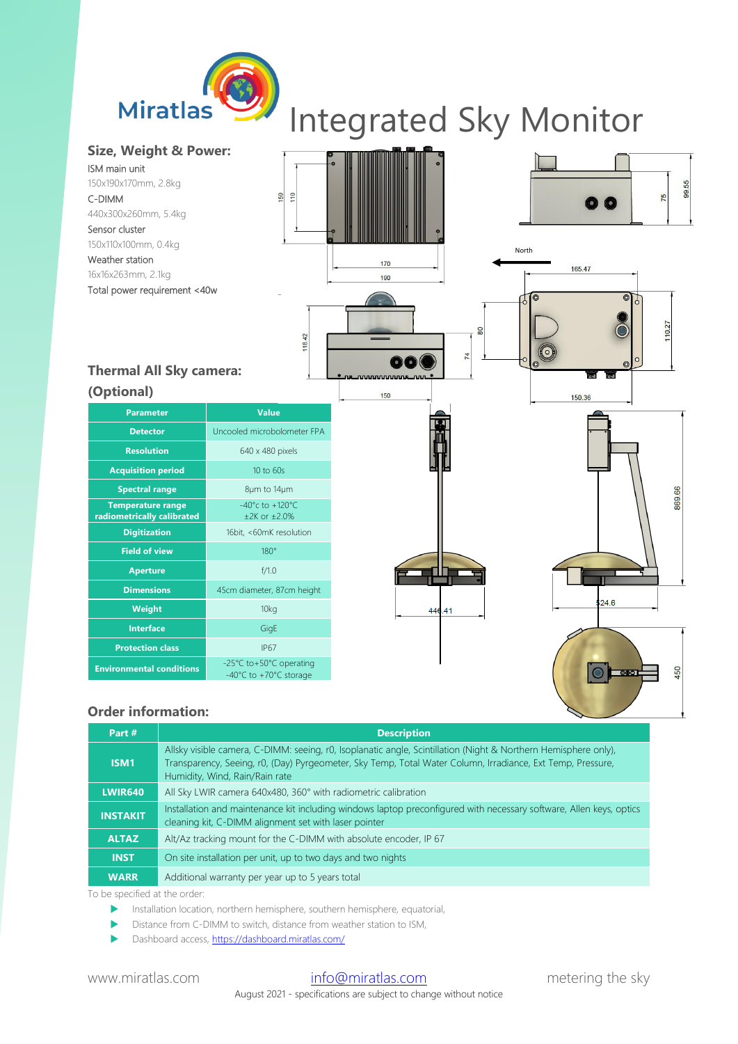# Integrated Sky Monitor

## Size, Weight & Power:

ISM main unit
150x190x170mm, 2.8kg

C-DIMM
440x300x260mm, 5.4kg

Sensor cluster
150x110x100mm, 0.4kg

Weather station
16x16x263mm, 2.1kg

Total power requirement <40w

## Thermal All Sky camera: (Optional)

| Parameter | Value |
|---|---|
| Detector | Uncooled microbolometer FPA |
| Resolution | 640 x 480 pixels |
| Acquisition period | 10 to 60s |
| Spectral range | 8µm to 14µm |
| Temperature range radiometrically calibrated | -40°c to +120°C<br>±2K or ±2.0% |
| Digitization | 16bit, <60mK resolution |
| Field of view | 180° |
| Aperture | f/1.0 |
| Dimensions | 45cm diameter, 87cm height |
| Weight | 10kg |
| Interface | GigE |
| Protection class | IP67 |
| Environmental conditions | -25°C to+50°C operating<br>-40°C to +70°C storage |

150
110
170
190
75
99.55
North
165.47
118.42
74
80
150
110.27
150.36
869.66
446.41
424.6
450

## Order information:

| Part # | Description |
|---|---|
| ISM1 | Allsky visible camera, C-DIMM: seeing, r0, Isoplanatic angle, Scintillation (Night & Northern Hemisphere only), Transparency, Seeing, r0, (Day) Pyrgeometer, Sky Temp, Total Water Column, Irradiance, Ext Temp, Pressure, Humidity, Wind, Rain/Rain rate |
| LWIR640 | All Sky LWIR camera 640x480, 360° with radiometric calibration |
| INSTAKIT | Installation and maintenance kit including windows laptop preconfigured with necessary software, Allen keys, optics cleaning kit, C-DIMM alignment set with laser pointer |
| ALTAZ | Alt/Az tracking mount for the C-DIMM with absolute encoder, IP 67 |
| INST | On site installation per unit, up to two days and two nights |
| WARR | Additional warranty per year up to 5 years total |

To be specified at the order:

- Installation location, northern hemisphere, southern hemisphere, equatorial,
- Distance from C-DIMM to switch, distance from weather station to ISM,
- Dashboard access, https://dashboard.miratlas.com/

www.miratlas.com info@miratlas.com metering the sky

August 2021 - specifications are subject to change without notice